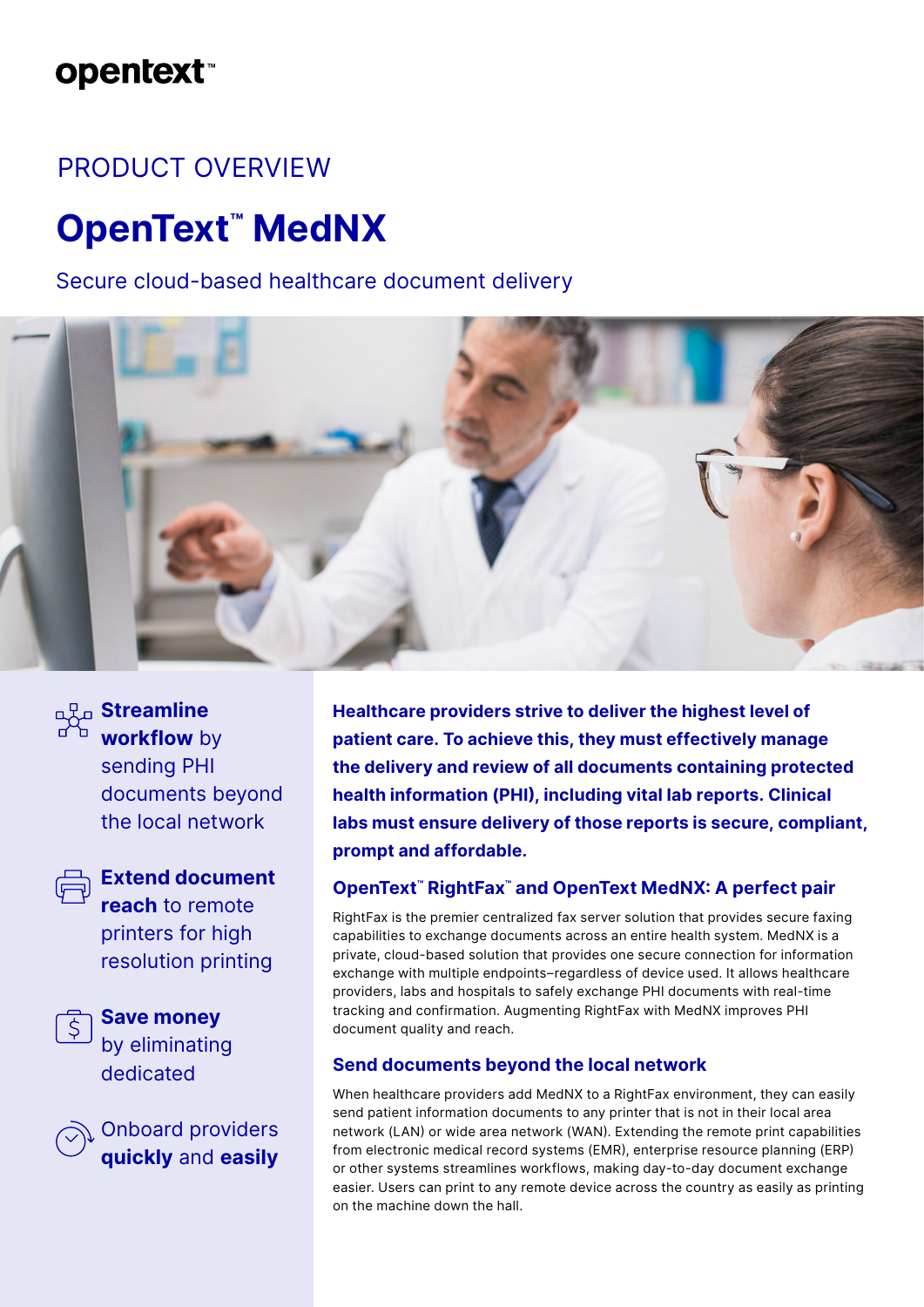opentext™

PRODUCT OVERVIEW

# OpenText™ MedNX

Secure cloud-based healthcare document delivery

- **Streamline workflow** by sending PHI documents beyond the local network
- **Extend document reach** to remote printers for high resolution printing
- **Save money** by eliminating dedicated
- Onboard providers **quickly** and **easily**

**Healthcare providers strive to deliver the highest level of patient care. To achieve this, they must effectively manage the delivery and review of all documents containing protected health information (PHI), including vital lab reports. Clinical labs must ensure delivery of those reports is secure, compliant, prompt and affordable.**

## OpenText™ RightFax™ and OpenText MedNX: A perfect pair

RightFax is the premier centralized fax server solution that provides secure faxing capabilities to exchange documents across an entire health system. MedNX is a private, cloud-based solution that provides one secure connection for information exchange with multiple endpoints–regardless of device used. It allows healthcare providers, labs and hospitals to safely exchange PHI documents with real-time tracking and confirmation. Augmenting RightFax with MedNX improves PHI document quality and reach.

## Send documents beyond the local network

When healthcare providers add MedNX to a RightFax environment, they can easily send patient information documents to any printer that is not in their local area network (LAN) or wide area network (WAN). Extending the remote print capabilities from electronic medical record systems (EMR), enterprise resource planning (ERP) or other systems streamlines workflows, making day-to-day document exchange easier. Users can print to any remote device across the country as easily as printing on the machine down the hall.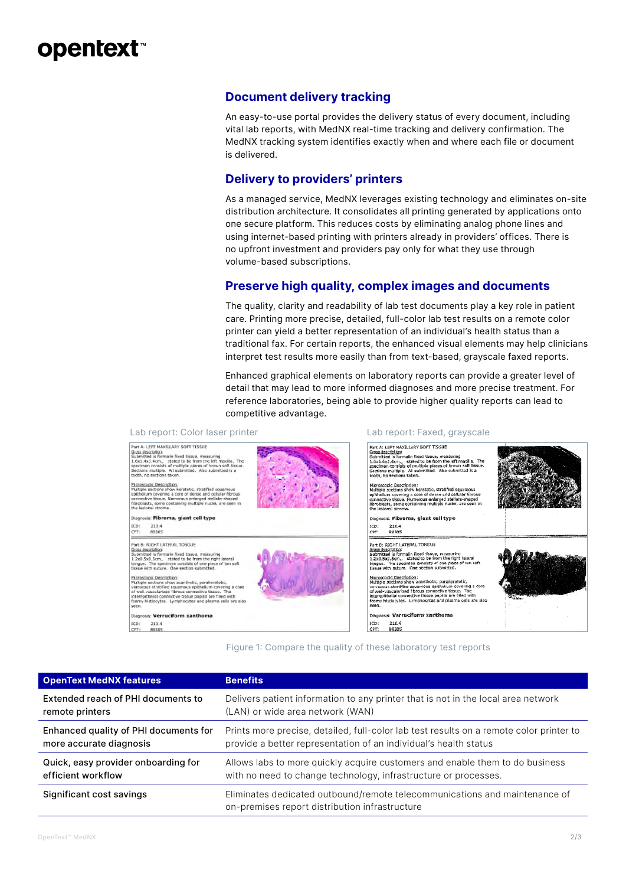## Document delivery tracking

An easy-to-use portal provides the delivery status of every document, including vital lab reports, with MedNX real-time tracking and delivery confirmation. The MedNX tracking system identifies exactly when and where each file or document is delivered.

## Delivery to providers' printers

As a managed service, MedNX leverages existing technology and eliminates on-site distribution architecture. It consolidates all printing generated by applications onto one secure platform. This reduces costs by eliminating analog phone lines and using internet-based printing with printers already in providers' offices. There is no upfront investment and providers pay only for what they use through volume-based subscriptions.

## Preserve high quality, complex images and documents

The quality, clarity and readability of lab test documents play a key role in patient care. Printing more precise, detailed, full-color lab test results on a remote color printer can yield a better representation of an individual's health status than a traditional fax. For certain reports, the enhanced visual elements may help clinicians interpret test results more easily than from text-based, grayscale faxed reports.

Enhanced graphical elements on laboratory reports can provide a greater level of detail that may lead to more informed diagnoses and more precise treatment. For reference laboratories, being able to provide higher quality reports can lead to competitive advantage.

Lab report: Color laser printer

Lab report: Faxed, grayscale

Figure 1: Compare the quality of these laboratory test reports

| OpenText MedNX features | Benefits |
|---|---|
| Extended reach of PHI documents to remote printers | Delivers patient information to any printer that is not in the local area network (LAN) or wide area network (WAN) |
| Enhanced quality of PHI documents for more accurate diagnosis | Prints more precise, detailed, full-color lab test results on a remote color printer to provide a better representation of an individual's health status |
| Quick, easy provider onboarding for efficient workflow | Allows labs to more quickly acquire customers and enable them to do business with no need to change technology, infrastructure or processes. |
| Significant cost savings | Eliminates dedicated outbound/remote telecommunications and maintenance of on-premises report distribution infrastructure |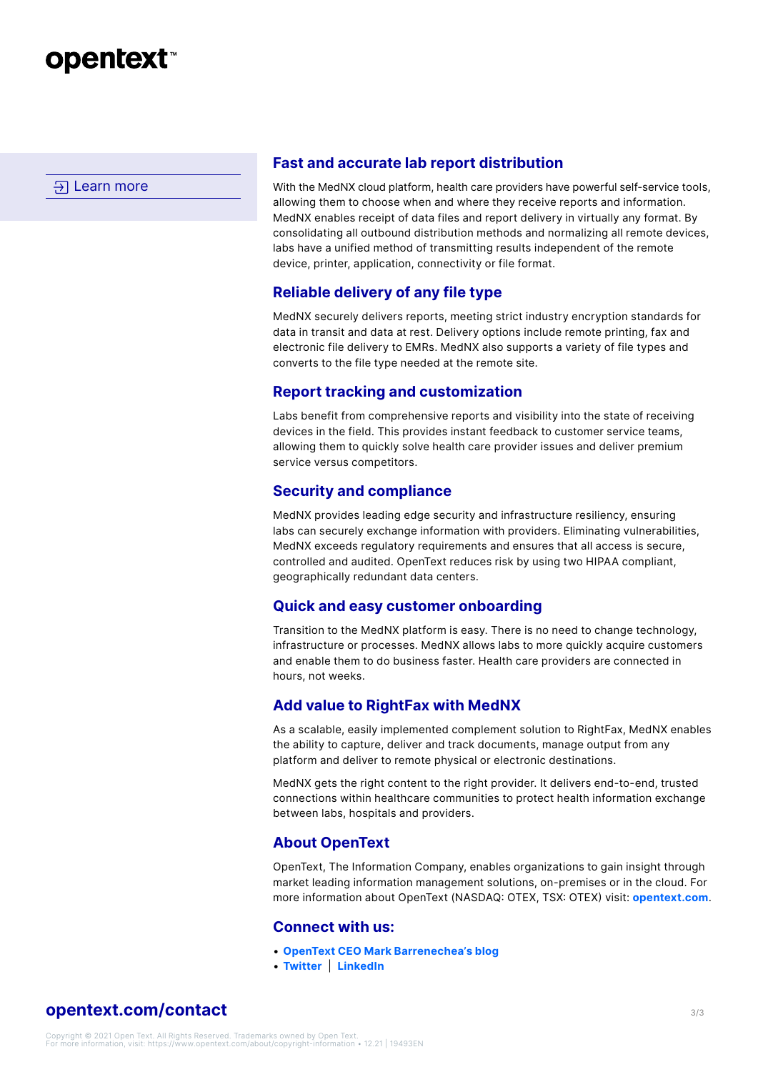Learn more

## Fast and accurate lab report distribution

With the MedNX cloud platform, health care providers have powerful self-service tools, allowing them to choose when and where they receive reports and information. MedNX enables receipt of data files and report delivery in virtually any format. By consolidating all outbound distribution methods and normalizing all remote devices, labs have a unified method of transmitting results independent of the remote device, printer, application, connectivity or file format.

## Reliable delivery of any file type

MedNX securely delivers reports, meeting strict industry encryption standards for data in transit and data at rest. Delivery options include remote printing, fax and electronic file delivery to EMRs. MedNX also supports a variety of file types and converts to the file type needed at the remote site.

## Report tracking and customization

Labs benefit from comprehensive reports and visibility into the state of receiving devices in the field. This provides instant feedback to customer service teams, allowing them to quickly solve health care provider issues and deliver premium service versus competitors.

## Security and compliance

MedNX provides leading edge security and infrastructure resiliency, ensuring labs can securely exchange information with providers. Eliminating vulnerabilities, MedNX exceeds regulatory requirements and ensures that all access is secure, controlled and audited. OpenText reduces risk by using two HIPAA compliant, geographically redundant data centers.

## Quick and easy customer onboarding

Transition to the MedNX platform is easy. There is no need to change technology, infrastructure or processes. MedNX allows labs to more quickly acquire customers and enable them to do business faster. Health care providers are connected in hours, not weeks.

## Add value to RightFax with MedNX

As a scalable, easily implemented complement solution to RightFax, MedNX enables the ability to capture, deliver and track documents, manage output from any platform and deliver to remote physical or electronic destinations.

MedNX gets the right content to the right provider. It delivers end-to-end, trusted connections within healthcare communities to protect health information exchange between labs, hospitals and providers.

## About OpenText

OpenText, The Information Company, enables organizations to gain insight through market leading information management solutions, on-premises or in the cloud. For more information about OpenText (NASDAQ: OTEX, TSX: OTEX) visit: **opentext.com**.

## Connect with us:

- **OpenText CEO Mark Barrenechea's blog**
- **Twitter** | **LinkedIn**

**opentext.com/contact**

Copyright © 2021 Open Text. All Rights Reserved. Trademarks owned by Open Text.
For more information, visit: https://www.opentext.com/about/copyright-information • 12.21 | 19493EN